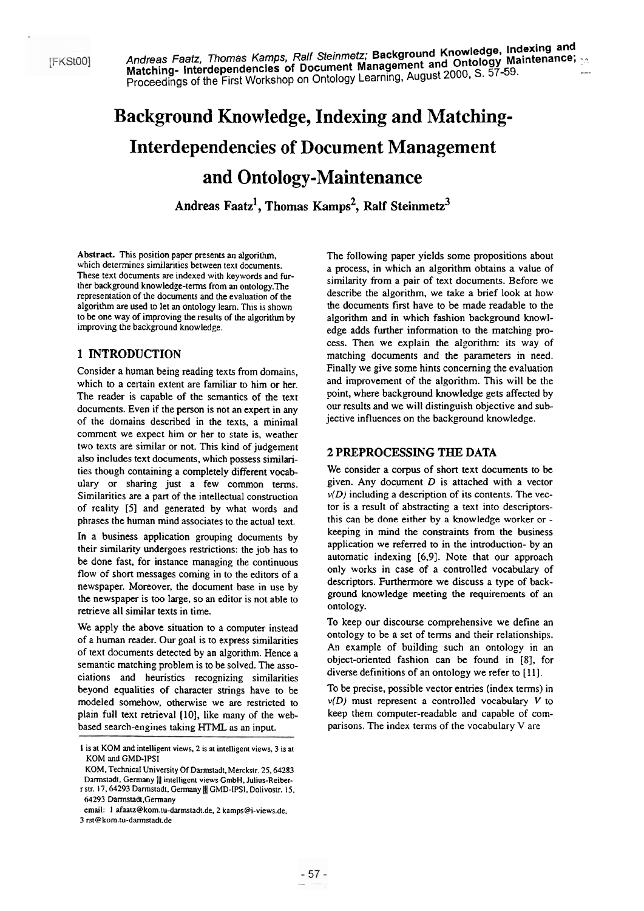[FKSt00] *Andreas Faatz, Thomas Kamps, Ralf Steinmetz;* **Background Knowledge, Indexing and Matching- Interdependencies of Document Management and Ontology Maintenance;** Proceedings of the First Workshop on Ontology Learning, August 2000, S. 57-59.

# Background Knowledge, Indexing and Matching-Interdependencies of Document Management and Ontology-Maintenance

**Andreas Faatz[1], Thomas Kamps[2], Ralf Steinmetz[3]**

**Abstract.** This position paper presents an algorithm, which determines similarities between text documents. These text documents are indexed with keywords and further background knowledge-terms from an ontology.The representation of the documents and the evaluation of the algorithm are used to let an ontology learn. This is shown to be one way of improving the results of the algorithm by improving the background knowledge.

## 1 INTRODUCTION

Consider a human being reading texts from domains, which to a certain extent are familiar to him or her. The reader is capable of the semantics of the text documents. Even if the person is not an expert in any of the domains described in the texts, a minimal comment we expect him or her to state is, weather two texts are similar or not. This kind of judgement also includes text documents, which possess similarities though containing a completely different vocabulary or sharing just a few common terms. Similarities are a part of the intellectual construction of reality [5] and generated by what words and phrases the human mind associates to the actual text.

In a business application grouping documents by their similarity undergoes restrictions: the job has to be done fast, for instance managing the continuous flow of short messages coming in to the editors of a newspaper. Moreover, the document base in use by the newspaper is too large, so an editor is not able to retrieve all similar texts in time.

We apply the above situation to a computer instead of a human reader. Our goal is to express similarities of text documents detected by an algorithm. Hence a semantic matching problem is to be solved. The associations and heuristics recognizing similarities beyond equalities of character strings have to be modeled somehow, otherwise we are restricted to plain full text retrieval [10], like many of the web-based search-engines taking HTML as an input.

1 is at KOM and intelligent views, 2 is at intelligent views, 3 is at KOM and GMD-IPSI

KOM, Technical University Of Darmstadt, Merckstr. 25, 64283 Darmstadt, Germany ||| intelligent views GmbH, Julius-Reiber-r str. 17, 64293 Darmstadt, Germany ||| GMD-IPSI, Dolivostr. 15, 64293 Darmstadt,Germany

email: 1 afaatz@kom.tu-darmstadt.de, 2 kamps@i-views.de, 3 rst@kom.tu-darmstadt.de

The following paper yields some propositions about a process, in which an algorithm obtains a value of similarity from a pair of text documents. Before we describe the algorithm, we take a brief look at how the documents first have to be made readable to the algorithm and in which fashion background knowledge adds further information to the matching process. Then we explain the algorithm: its way of matching documents and the parameters in need. Finally we give some hints concerning the evaluation and improvement of the algorithm. This will be the point, where background knowledge gets affected by our results and we will distinguish objective and subjective influences on the background knowledge.

## 2 PREPROCESSING THE DATA

We consider a corpus of short text documents to be given. Any document $D$ is attached with a vector $v(D)$ including a description of its contents. The vector is a result of abstracting a text into descriptors- this can be done either by a knowledge worker or - keeping in mind the constraints from the business application we referred to in the introduction- by an automatic indexing [6,9]. Note that our approach only works in case of a controlled vocabulary of descriptors. Furthermore we discuss a type of background knowledge meeting the requirements of an ontology.

To keep our discourse comprehensive we define an ontology to be a set of terms and their relationships. An example of building such an ontology in an object-oriented fashion can be found in [8], for diverse definitions of an ontology we refer to [11].

To be precise, possible vector entries (index terms) in $v(D)$ must represent a controlled vocabulary $V$ to keep them computer-readable and capable of comparisons. The index terms of the vocabulary V are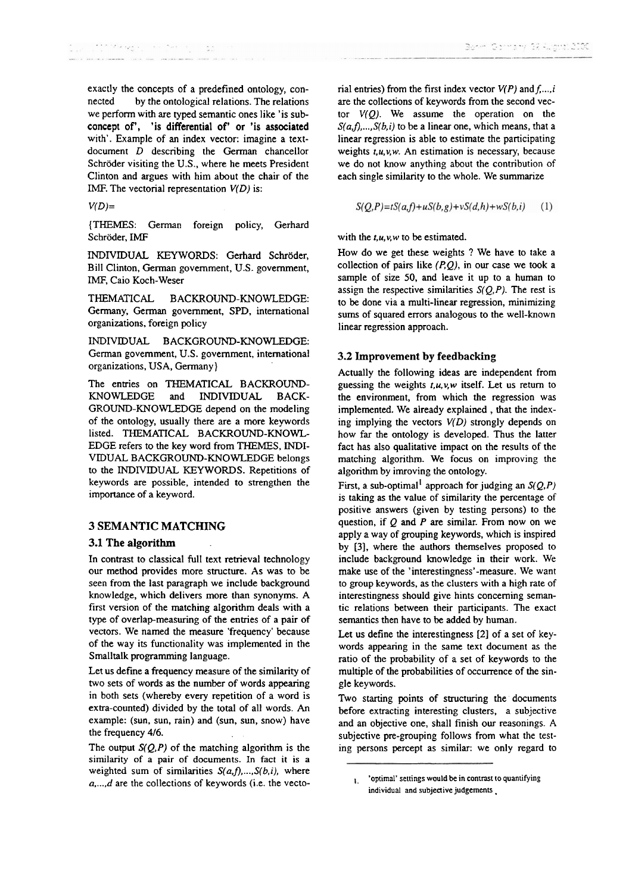exactly the concepts of a predefined ontology, connected by the ontological relations. The relations we perform with are typed semantic ones like 'is subconcept of', 'is differential of' or 'is associated with'. Example of an index vector: imagine a text-document $D$ describing the German chancellor Schröder visiting the U.S., where he meets President Clinton and argues with him about the chair of the IMF. The vectorial representation $V(D)$ is:

$V(D)=$

{THEMES: German foreign policy, Gerhard Schröder, IMF

INDIVIDUAL KEYWORDS: Gerhard Schröder, Bill Clinton, German government, U.S. government, IMF, Caio Koch-Weser

THEMATICAL BACKROUND-KNOWLEDGE: Germany, German government, SPD, international organizations, foreign policy

INDIVIDUAL BACKGROUND-KNOWLEDGE: German government, U.S. government, international organizations, USA, Germany}

The entries on THEMATICAL BACKROUND-KNOWLEDGE and INDIVIDUAL BACKGROUND-KNOWLEDGE depend on the modeling of the ontology, usually there are a more keywords listed. THEMATICAL BACKROUND-KNOWLEDGE refers to the key word from THEMES, INDIVIDUAL BACKGROUND-KNOWLEDGE belongs to the INDIVIDUAL KEYWORDS. Repetitions of keywords are possible, intended to strengthen the importance of a keyword.

## 3 SEMANTIC MATCHING

### 3.1 The algorithm

In contrast to classical full text retrieval technology our method provides more structure. As was to be seen from the last paragraph we include background knowledge, which delivers more than synonyms. A first version of the matching algorithm deals with a type of overlap-measuring of the entries of a pair of vectors. We named the measure 'frequency' because of the way its functionality was implemented in the Smalltalk programming language.

Let us define a frequency measure of the similarity of two sets of words as the number of words appearing in both sets (whereby every repetition of a word is extra-counted) divided by the total of all words. An example: (sun, sun, rain) and (sun, sun, snow) have the frequency 4/6.

The output $S(Q,P)$ of the matching algorithm is the similarity of a pair of documents. In fact it is a weighted sum of similarities $S(a,f),...,S(b,i)$, where $a,...,d$ are the collections of keywords (i.e. the vectorial entries) from the first index vector $V(P)$ and $f,...,i$ are the collections of keywords from the second vector $V(Q)$. We assume the operation on the $S(a,f),...,S(b,i)$ to be a linear one, which means, that a linear regression is able to estimate the participating weights $t,u,v,w$. An estimation is necessary, because we do not know anything about the contribution of each single similarity to the whole. We summarize

$$S(Q,P)=tS(a,f)+uS(b,g)+vS(d,h)+wS(b,i) \qquad (1)$$

with the $t,u,v,w$ to be estimated.

How do we get these weights ? We have to take a collection of pairs like $(P,Q)$, in our case we took a sample of size 50, and leave it up to a human to assign the respective similarities $S(Q,P)$. The rest is to be done via a multi-linear regression, minimizing sums of squared errors analogous to the well-known linear regression approach.

### 3.2 Improvement by feedbacking

Actually the following ideas are independent from guessing the weights $t,u,v,w$ itself. Let us return to the environment, from which the regression was implemented. We already explained , that the indexing implying the vectors $V(D)$ strongly depends on how far the ontology is developed. Thus the latter fact has also qualitative impact on the results of the matching algorithm. We focus on improving the algorithm by imroving the ontology.

First, a sub-optimal[1] approach for judging an $S(Q,P)$ is taking as the value of similarity the percentage of positive answers (given by testing persons) to the question, if $Q$ and $P$ are similar. From now on we apply a way of grouping keywords, which is inspired by [3], where the authors themselves proposed to include background knowledge in their work. We make use of the 'interestingness'-measure. We want to group keywords, as the clusters with a high rate of interestingness should give hints concerning semantic relations between their participants. The exact semantics then have to be added by human.

Let us define the interestingness [2] of a set of keywords appearing in the same text document as the ratio of the probability of a set of keywords to the multiple of the probabilities of occurrence of the single keywords.

Two starting points of structuring the documents before extracting interesting clusters, a subjective and an objective one, shall finish our reasonings. A subjective pre-grouping follows from what the testing persons percept as similar: we only regard to

1. 'optimal' settings would be in contrast to quantifying individual and subjective judgements.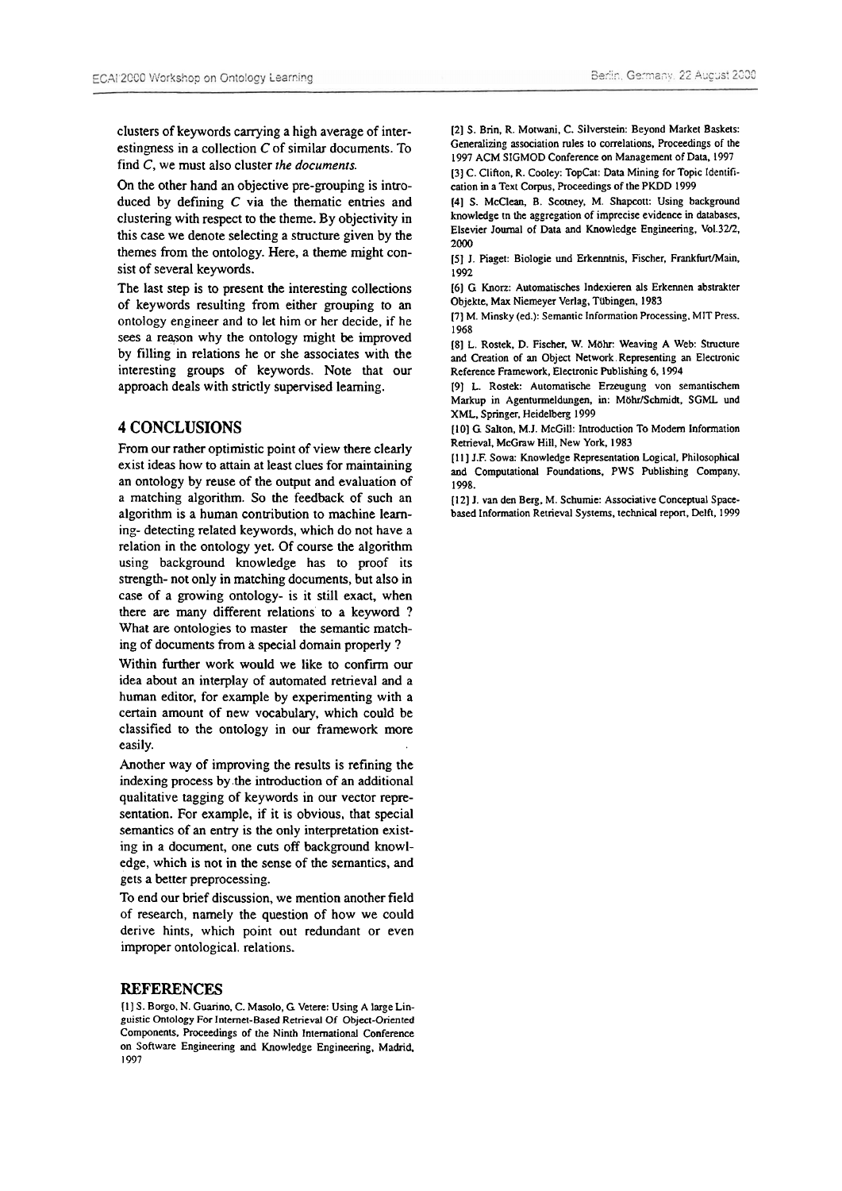clusters of keywords carrying a high average of interestingness in a collection $C$ of similar documents. To find $C$, we must also cluster *the documents*.

On the other hand an objective pre-grouping is introduced by defining $C$ via the thematic entries and clustering with respect to the theme. By objectivity in this case we denote selecting a structure given by the themes from the ontology. Here, a theme might consist of several keywords.

The last step is to present the interesting collections of keywords resulting from either grouping to an ontology engineer and to let him or her decide, if he sees a reason why the ontology might be improved by filling in relations he or she associates with the interesting groups of keywords. Note that our approach deals with strictly supervised learning.

## 4 CONCLUSIONS

From our rather optimistic point of view there clearly exist ideas how to attain at least clues for maintaining an ontology by reuse of the output and evaluation of a matching algorithm. So the feedback of such an algorithm is a human contribution to machine learning- detecting related keywords, which do not have a relation in the ontology yet. Of course the algorithm using background knowledge has to proof its strength- not only in matching documents, but also in case of a growing ontology- is it still exact, when there are many different relations to a keyword ? What are ontologies to master the semantic matching of documents from a special domain properly ?

Within further work would we like to confirm our idea about an interplay of automated retrieval and a human editor, for example by experimenting with a certain amount of new vocabulary, which could be classified to the ontology in our framework more easily.

Another way of improving the results is refining the indexing process by the introduction of an additional qualitative tagging of keywords in our vector representation. For example, if it is obvious, that special semantics of an entry is the only interpretation existing in a document, one cuts off background knowledge, which is not in the sense of the semantics, and gets a better preprocessing.

To end our brief discussion, we mention another field of research, namely the question of how we could derive hints, which point out redundant or even improper ontological. relations.

## REFERENCES

[1] S. Borgo, N. Guarino, C. Masolo, G. Vetere: Using A large Linguistic Ontology For Internet-Based Retrieval Of Object-Oriented Components, Proceedings of the Ninth International Conference on Software Engineering and Knowledge Engineering, Madrid, 1997

[2] S. Brin, R. Motwani, C. Silverstein: Beyond Market Baskets: Generalizing association rules to correlations, Proceedings of the 1997 ACM SIGMOD Conference on Management of Data, 1997

[3] C. Clifton, R. Cooley: TopCat: Data Mining for Topic Identification in a Text Corpus, Proceedings of the PKDD 1999

[4] S. McClean, B. Scotney, M. Shapcott: Using background knowledge in the aggregation of imprecise evidence in databases, Elsevier Journal of Data and Knowledge Engineering, Vol.32/2, 2000

[5] J. Piaget: Biologie und Erkenntnis, Fischer, Frankfurt/Main, 1992

[6] G. Knorz: Automatisches Indexieren als Erkennen abstrakter Objekte, Max Niemeyer Verlag, Tübingen, 1983

[7] M. Minsky (ed.): Semantic Information Processing, MIT Press, 1968

[8] L. Rostek, D. Fischer, W. Möhr: Weaving A Web: Structure and Creation of an Object Network Representing an Electronic Reference Framework, Electronic Publishing 6, 1994

[9] L. Rostek: Automatische Erzeugung von semantischem Markup in Agenturmeldungen, in: Möhr/Schmidt, SGML und XML, Springer, Heidelberg 1999

[10] G. Salton, M.J. McGill: Introduction To Modern Information Retrieval, McGraw Hill, New York, 1983

[11] J.F. Sowa: Knowledge Representation Logical, Philosophical and Computational Foundations, PWS Publishing Company, 1998.

[12] J. van den Berg, M. Schumie: Associative Conceptual Space-based Information Retrieval Systems, technical report, Delft, 1999